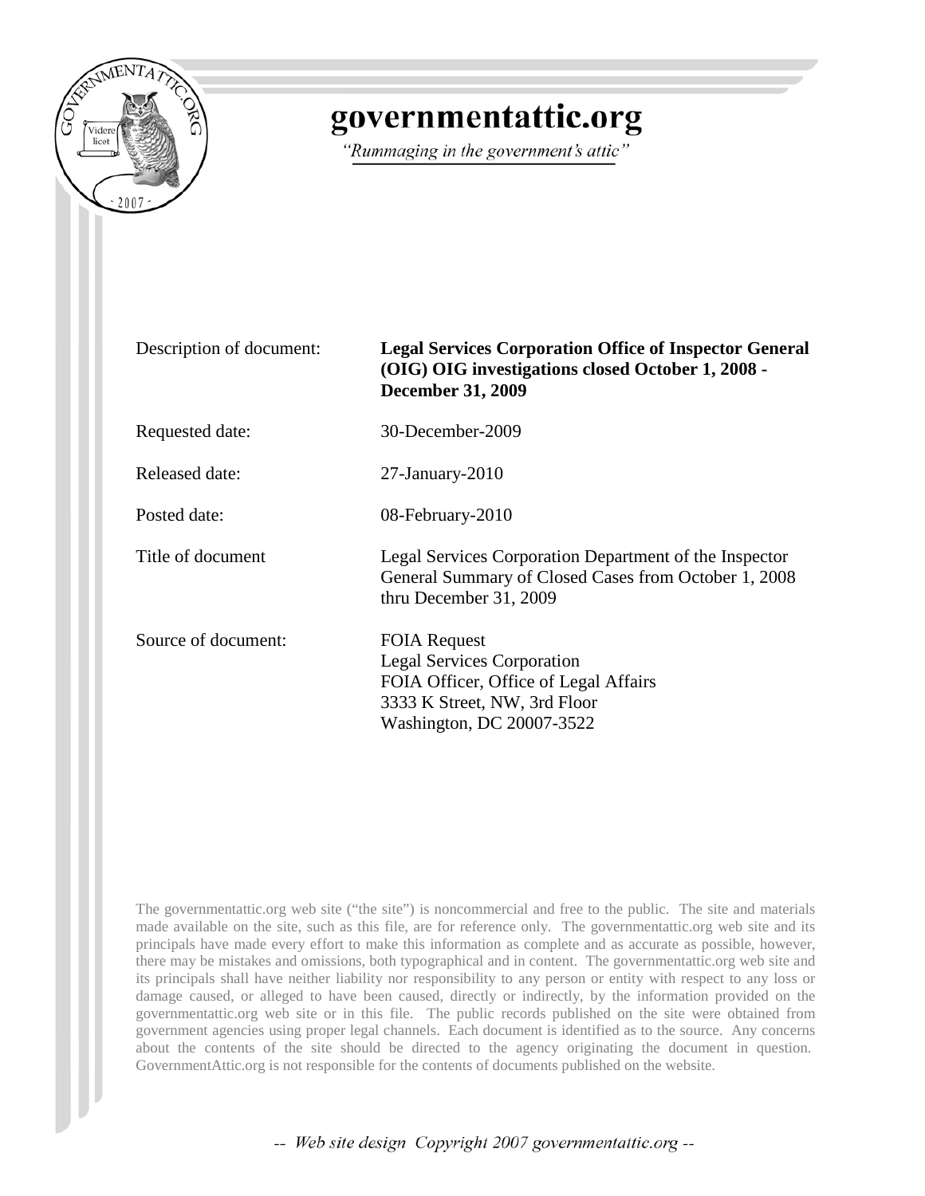# governmentattic.org

*"Rummaging in the government's attic"*

| | |
|---|---|
| Description of document: | **Legal Services Corporation Office of Inspector General (OIG) OIG investigations closed October 1, 2008 - December 31, 2009** |
| Requested date: | 30-December-2009 |
| Released date: | 27-January-2010 |
| Posted date: | 08-February-2010 |
| Title of document | Legal Services Corporation Department of the Inspector General Summary of Closed Cases from October 1, 2008 thru December 31, 2009 |
| Source of document: | FOIA Request<br>Legal Services Corporation<br>FOIA Officer, Office of Legal Affairs<br>3333 K Street, NW, 3rd Floor<br>Washington, DC 20007-3522 |

The governmentattic.org web site ("the site") is noncommercial and free to the public. The site and materials made available on the site, such as this file, are for reference only. The governmentattic.org web site and its principals have made every effort to make this information as complete and as accurate as possible, however, there may be mistakes and omissions, both typographical and in content. The governmentattic.org web site and its principals shall have neither liability nor responsibility to any person or entity with respect to any loss or damage caused, or alleged to have been caused, directly or indirectly, by the information provided on the governmentattic.org web site or in this file. The public records published on the site were obtained from government agencies using proper legal channels. Each document is identified as to the source. Any concerns about the contents of the site should be directed to the agency originating the document in question. GovernmentAttic.org is not responsible for the contents of documents published on the website.

-- Web site design Copyright 2007 governmentattic.org --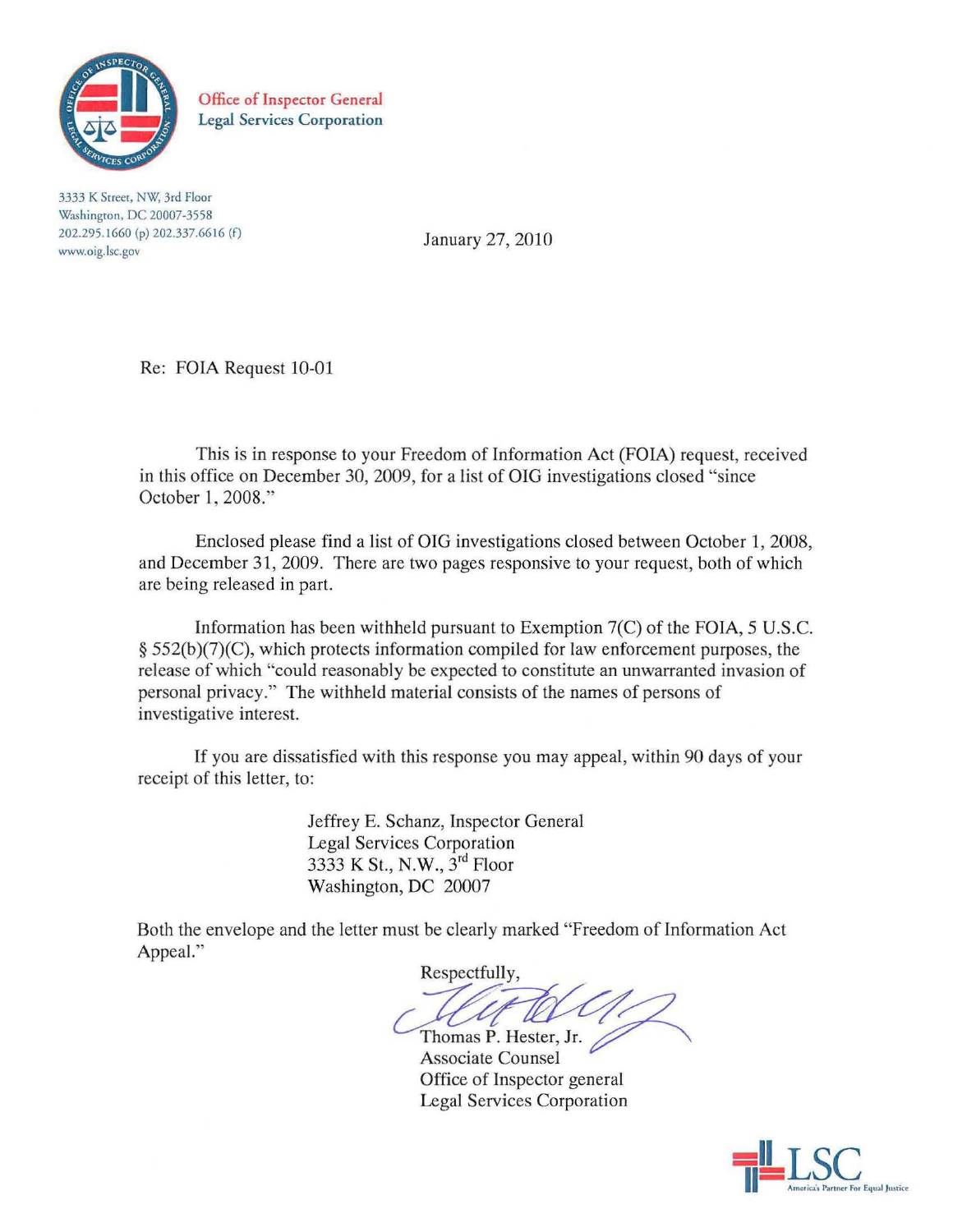**Office of Inspector General**
**Legal Services Corporation**

3333 K Street, NW, 3rd Floor
Washington, DC 20007-3558
202.295.1660 (p) 202.337.6616 (f)
www.oig.lsc.gov

January 27, 2010

Re: FOIA Request 10-01

This is in response to your Freedom of Information Act (FOIA) request, received in this office on December 30, 2009, for a list of OIG investigations closed "since October 1, 2008."

Enclosed please find a list of OIG investigations closed between October 1, 2008, and December 31, 2009. There are two pages responsive to your request, both of which are being released in part.

Information has been withheld pursuant to Exemption 7(C) of the FOIA, 5 U.S.C. § 552(b)(7)(C), which protects information compiled for law enforcement purposes, the release of which "could reasonably be expected to constitute an unwarranted invasion of personal privacy." The withheld material consists of the names of persons of investigative interest.

If you are dissatisfied with this response you may appeal, within 90 days of your receipt of this letter, to:

Jeffrey E. Schanz, Inspector General
Legal Services Corporation
3333 K St., N.W., 3rd Floor
Washington, DC 20007

Both the envelope and the letter must be clearly marked "Freedom of Information Act Appeal."

Respectfully,

Thomas P. Hester, Jr.
Associate Counsel
Office of Inspector general
Legal Services Corporation

LSC
America's Partner For Equal Justice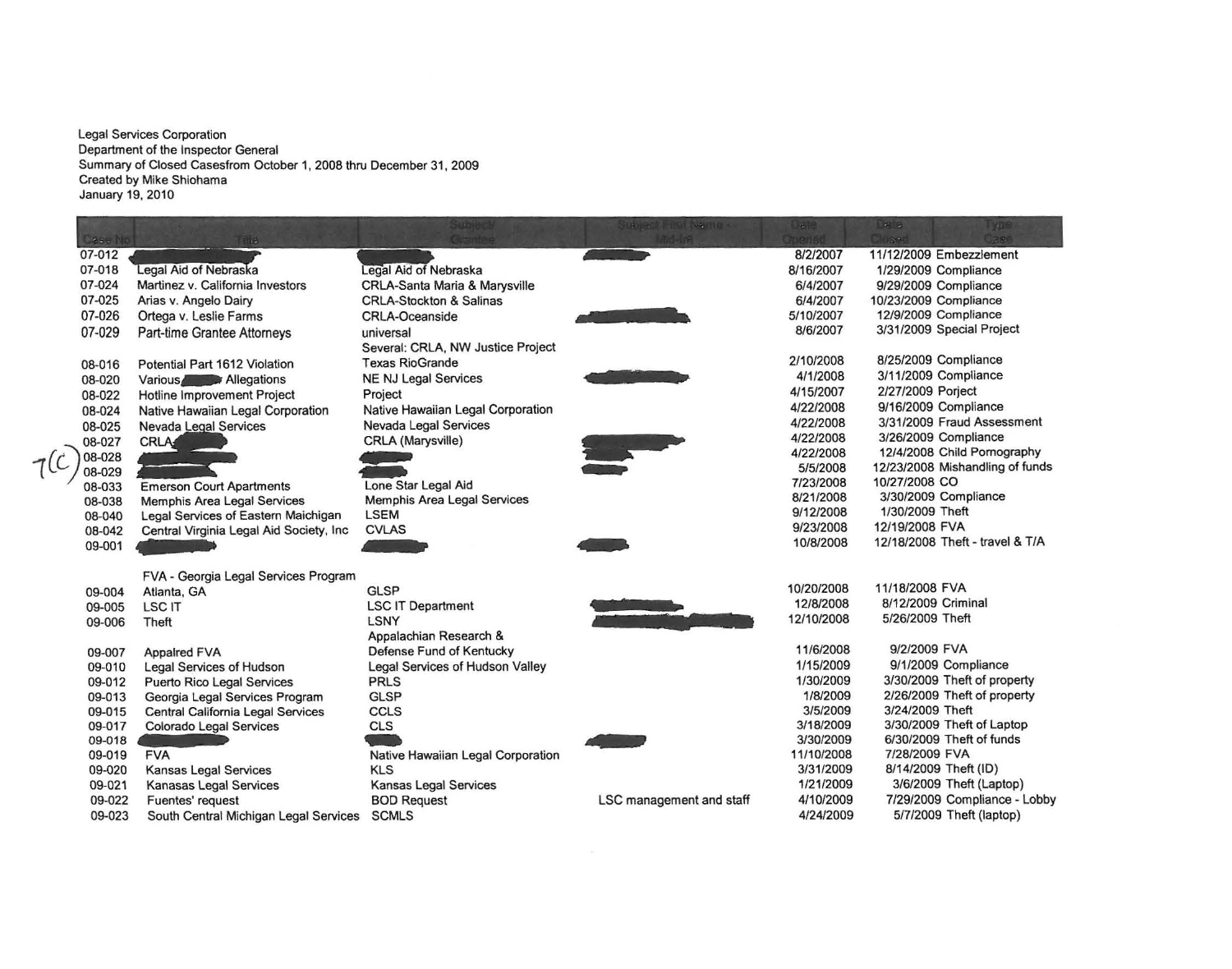Legal Services Corporation
Department of the Inspector General
Summary of Closed Casesfrom October 1, 2008 thru December 31, 2009
Created by Mike Shiohama
January 19, 2010

| Case No | Title | Subject/ Grantee | Subject First Name - Mid-Init | Date Opened | Date Closed | Type Case |
|---|---|---|---|---|---|---|
| 07-012 | | | | 8/2/2007 | 11/12/2009 | Embezzlement |
| 07-018 | Legal Aid of Nebraska | Legal Aid of Nebraska | | 8/16/2007 | 1/29/2009 | Compliance |
| 07-024 | Martinez v. California Investors | CRLA-Santa Maria & Marysville | | 6/4/2007 | 9/29/2009 | Compliance |
| 07-025 | Arias v. Angelo Dairy | CRLA-Stockton & Salinas | | 6/4/2007 | 10/23/2009 | Compliance |
| 07-026 | Ortega v. Leslie Farms | CRLA-Oceanside | | 5/10/2007 | 12/9/2009 | Compliance |
| 07-029 | Part-time Grantee Attorneys | universal | | 8/6/2007 | 3/31/2009 | Special Project |
| | | Several: CRLA, NW Justice Project | | | | |
| 08-016 | Potential Part 1612 Violation | Texas RioGrande | | 2/10/2008 | 8/25/2009 | Compliance |
| 08-020 | Various Allegations | NE NJ Legal Services | | 4/1/2008 | 3/11/2009 | Compliance |
| 08-022 | Hotline Improvement Project | Project | | 4/15/2007 | 2/27/2009 | Porject |
| 08-024 | Native Hawaiian Legal Corporation | Native Hawaiian Legal Corporation | | 4/22/2008 | 9/16/2009 | Compliance |
| 08-025 | Nevada Legal Services | Nevada Legal Services | | 4/22/2008 | 3/31/2009 | Fraud Assessment |
| 08-027 | CRLA | CRLA (Marysville) | | 4/22/2008 | 3/26/2009 | Compliance |
| 08-028 | | | | 4/22/2008 | 12/4/2008 | Child Pornography |
| 08-029 | | | | 5/5/2008 | 12/23/2008 | Mishandling of funds |
| 08-033 | Emerson Court Apartments | Lone Star Legal Aid | | 7/23/2008 | 10/27/2008 | CO |
| 08-038 | Memphis Area Legal Services | Memphis Area Legal Services | | 8/21/2008 | 3/30/2009 | Compliance |
| 08-040 | Legal Services of Eastern Maichigan | LSEM | | 9/12/2008 | 1/30/2009 | Theft |
| 08-042 | Central Virginia Legal Aid Society, Inc | CVLAS | | 9/23/2008 | 12/19/2008 | FVA |
| 09-001 | | | | 10/8/2008 | 12/18/2008 | Theft - travel & T/A |
| | FVA - Georgia Legal Services Program | | | | | |
| 09-004 | Atlanta, GA | GLSP | | 10/20/2008 | 11/18/2008 | FVA |
| 09-005 | LSC IT | LSC IT Department | | 12/8/2008 | 8/12/2009 | Criminal |
| 09-006 | Theft | LSNY | | 12/10/2008 | 5/26/2009 | Theft |
| | | Appalachian Research & | | | | |
| 09-007 | Appalred FVA | Defense Fund of Kentucky | | 11/6/2008 | 9/2/2009 | FVA |
| 09-010 | Legal Services of Hudson | Legal Services of Hudson Valley | | 1/15/2009 | 9/1/2009 | Compliance |
| 09-012 | Puerto Rico Legal Services | PRLS | | 1/30/2009 | 3/30/2009 | Theft of property |
| 09-013 | Georgia Legal Services Program | GLSP | | 1/8/2009 | 2/26/2009 | Theft of property |
| 09-015 | Central California Legal Services | CCLS | | 3/5/2009 | 3/24/2009 | Theft |
| 09-017 | Colorado Legal Services | CLS | | 3/18/2009 | 3/30/2009 | Theft of Laptop |
| 09-018 | | | | 3/30/2009 | 6/30/2009 | Theft of funds |
| 09-019 | FVA | Native Hawaiian Legal Corporation | | 11/10/2008 | 7/28/2009 | FVA |
| 09-020 | Kansas Legal Services | KLS | | 3/31/2009 | 8/14/2009 | Theft (ID) |
| 09-021 | Kanasas Legal Services | Kansas Legal Services | | 1/21/2009 | 3/6/2009 | Theft (Laptop) |
| 09-022 | Fuentes' request | BOD Request | LSC management and staff | 4/10/2009 | 7/29/2009 | Compliance - Lobby |
| 09-023 | South Central Michigan Legal Services | SCMLS | | 4/24/2009 | 5/7/2009 | Theft (laptop) |

7(C)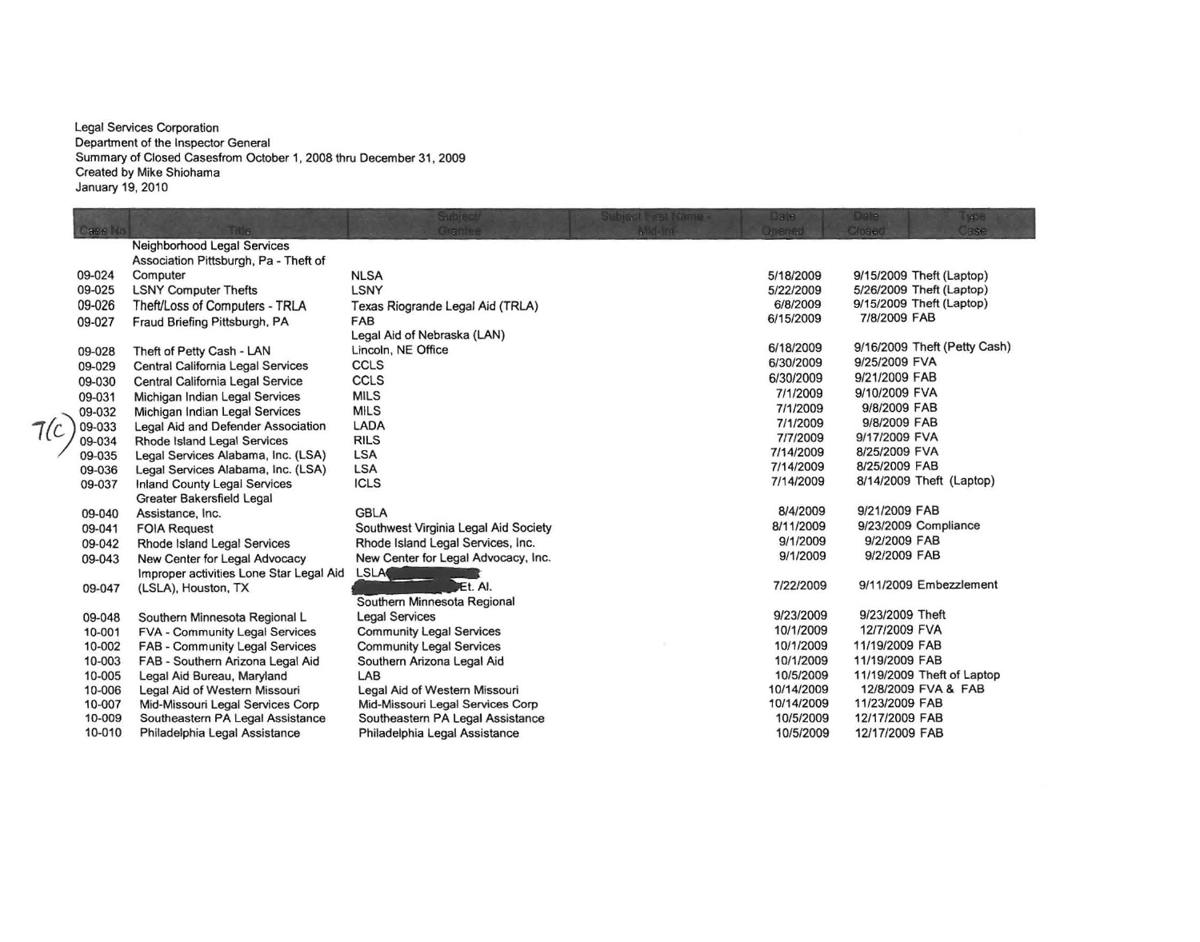Legal Services Corporation
Department of the Inspector General
Summary of Closed Casesfrom October 1, 2008 thru December 31, 2009
Created by Mike Shiohama
January 19, 2010

| Case No | Title | Subject/ Grantee | Subject First Name - Mid-Init | Date Opened | Date Closed | Type Case |
|---|---|---|---|---|---|---|
| 09-024 | Neighborhood Legal Services Association Pittsburgh, Pa - Theft of Computer | NLSA | | 5/18/2009 | 9/15/2009 | Theft (Laptop) |
| 09-025 | LSNY Computer Thefts | LSNY | | 5/22/2009 | 5/26/2009 | Theft (Laptop) |
| 09-026 | Theft/Loss of Computers - TRLA | Texas Riogrande Legal Aid (TRLA) | | 6/8/2009 | 9/15/2009 | Theft (Laptop) |
| 09-027 | Fraud Briefing Pittsburgh, PA | FAB | | 6/15/2009 | 7/8/2009 | FAB |
| 09-028 | Theft of Petty Cash - LAN | Legal Aid of Nebraska (LAN) Lincoln, NE Office | | 6/18/2009 | 9/16/2009 | Theft (Petty Cash) |
| 09-029 | Central California Legal Services | CCLS | | 6/30/2009 | 9/25/2009 | FVA |
| 09-030 | Central California Legal Service | CCLS | | 6/30/2009 | 9/21/2009 | FAB |
| 09-031 | Michigan Indian Legal Services | MILS | | 7/1/2009 | 9/10/2009 | FVA |
| 09-032 | Michigan Indian Legal Services | MILS | | 7/1/2009 | 9/8/2009 | FAB |
| 09-033 | Legal Aid and Defender Association | LADA | | 7/1/2009 | 9/8/2009 | FAB |
| 09-034 | Rhode Island Legal Services | RILS | | 7/7/2009 | 9/17/2009 | FVA |
| 09-035 | Legal Services Alabama, Inc. (LSA) | LSA | | 7/14/2009 | 8/25/2009 | FVA |
| 09-036 | Legal Services Alabama, Inc. (LSA) | LSA | | 7/14/2009 | 8/25/2009 | FAB |
| 09-037 | Inland County Legal Services | ICLS | | 7/14/2009 | 8/14/2009 | Theft (Laptop) |
| 09-040 | Greater Bakersfield Legal Assistance, Inc. | GBLA | | 8/4/2009 | 9/21/2009 | FAB |
| 09-041 | FOIA Request | Southwest Virginia Legal Aid Society | | 8/11/2009 | 9/23/2009 | Compliance |
| 09-042 | Rhode Island Legal Services | Rhode Island Legal Services, Inc. | | 9/1/2009 | 9/2/2009 | FAB |
| 09-043 | New Center for Legal Advocacy | New Center for Legal Advocacy, Inc. | | 9/1/2009 | 9/2/2009 | FAB |
| 09-047 | Improper activities Lone Star Legal Aid (LSLA), Houston, TX | LSLA [redacted] Et. Al. | | 7/22/2009 | 9/11/2009 | Embezzlement |
| 09-048 | Southern Minnesota Regional L | Southern Minnesota Regional Legal Services | | 9/23/2009 | 9/23/2009 | Theft |
| 10-001 | FVA - Community Legal Services | Community Legal Services | | 10/1/2009 | 12/7/2009 | FVA |
| 10-002 | FAB - Community Legal Services | Community Legal Services | | 10/1/2009 | 11/19/2009 | FAB |
| 10-003 | FAB - Southern Arizona Legal Aid | Southern Arizona Legal Aid | | 10/1/2009 | 11/19/2009 | FAB |
| 10-005 | Legal Aid Bureau, Maryland | LAB | | 10/5/2009 | 11/19/2009 | Theft of Laptop |
| 10-006 | Legal Aid of Western Missouri | Legal Aid of Western Missouri | | 10/14/2009 | 12/8/2009 | FVA & FAB |
| 10-007 | Mid-Missouri Legal Services Corp | Mid-Missouri Legal Services Corp | | 10/14/2009 | 11/23/2009 | FAB |
| 10-009 | Southeastern PA Legal Assistance | Southeastern PA Legal Assistance | | 10/5/2009 | 12/17/2009 | FAB |
| 10-010 | Philadelphia Legal Assistance | Philadelphia Legal Assistance | | 10/5/2009 | 12/17/2009 | FAB |

7(c)